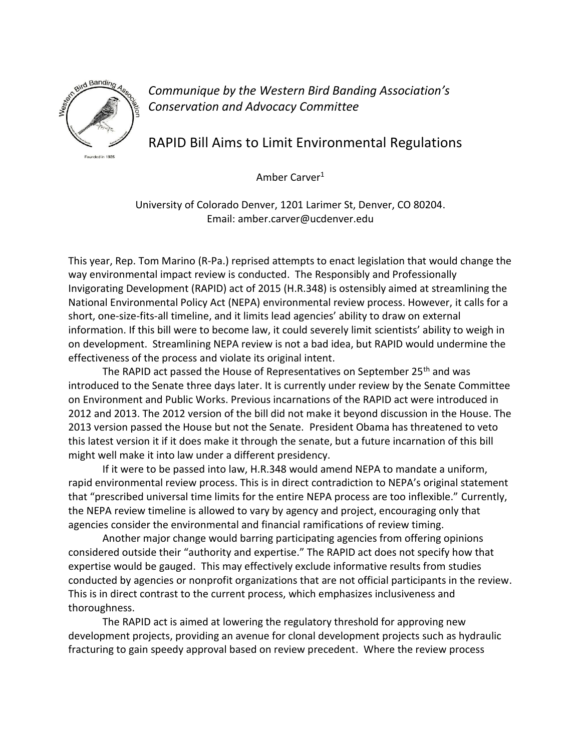*Communique by the Western Bird Banding Association's Conservation and Advocacy Committee*

# RAPID Bill Aims to Limit Environmental Regulations

Amber Carver[1]

University of Colorado Denver, 1201 Larimer St, Denver, CO 80204.
Email: amber.carver@ucdenver.edu

This year, Rep. Tom Marino (R-Pa.) reprised attempts to enact legislation that would change the way environmental impact review is conducted. The Responsibly and Professionally Invigorating Development (RAPID) act of 2015 (H.R.348) is ostensibly aimed at streamlining the National Environmental Policy Act (NEPA) environmental review process. However, it calls for a short, one-size-fits-all timeline, and it limits lead agencies' ability to draw on external information. If this bill were to become law, it could severely limit scientists' ability to weigh in on development. Streamlining NEPA review is not a bad idea, but RAPID would undermine the effectiveness of the process and violate its original intent.

The RAPID act passed the House of Representatives on September 25th and was introduced to the Senate three days later. It is currently under review by the Senate Committee on Environment and Public Works. Previous incarnations of the RAPID act were introduced in 2012 and 2013. The 2012 version of the bill did not make it beyond discussion in the House. The 2013 version passed the House but not the Senate. President Obama has threatened to veto this latest version it if it does make it through the senate, but a future incarnation of this bill might well make it into law under a different presidency.

If it were to be passed into law, H.R.348 would amend NEPA to mandate a uniform, rapid environmental review process. This is in direct contradiction to NEPA's original statement that "prescribed universal time limits for the entire NEPA process are too inflexible." Currently, the NEPA review timeline is allowed to vary by agency and project, encouraging only that agencies consider the environmental and financial ramifications of review timing.

Another major change would barring participating agencies from offering opinions considered outside their "authority and expertise." The RAPID act does not specify how that expertise would be gauged. This may effectively exclude informative results from studies conducted by agencies or nonprofit organizations that are not official participants in the review. This is in direct contrast to the current process, which emphasizes inclusiveness and thoroughness.

The RAPID act is aimed at lowering the regulatory threshold for approving new development projects, providing an avenue for clonal development projects such as hydraulic fracturing to gain speedy approval based on review precedent. Where the review process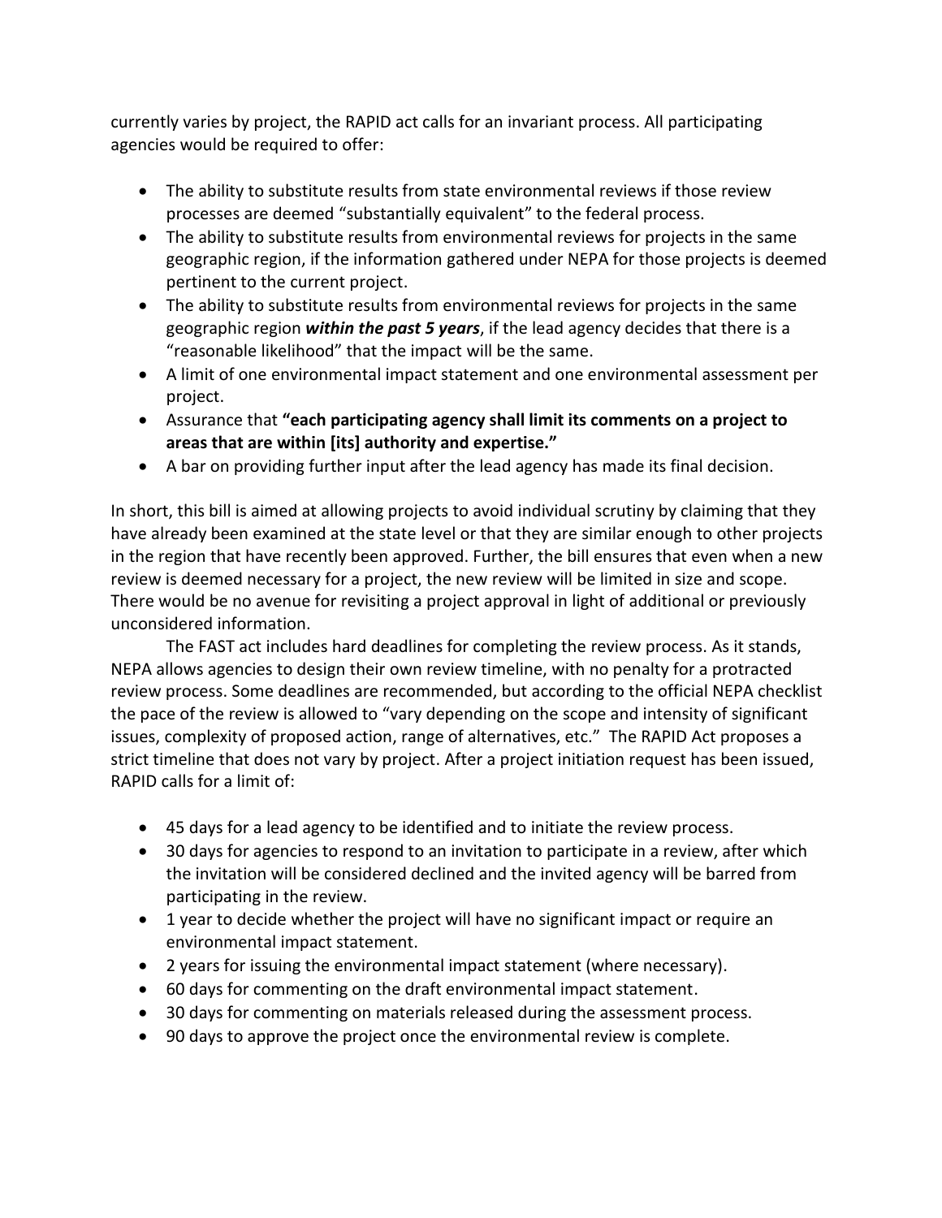currently varies by project, the RAPID act calls for an invariant process. All participating agencies would be required to offer:

- The ability to substitute results from state environmental reviews if those review processes are deemed "substantially equivalent" to the federal process.
- The ability to substitute results from environmental reviews for projects in the same geographic region, if the information gathered under NEPA for those projects is deemed pertinent to the current project.
- The ability to substitute results from environmental reviews for projects in the same geographic region ***within the past 5 years***, if the lead agency decides that there is a "reasonable likelihood" that the impact will be the same.
- A limit of one environmental impact statement and one environmental assessment per project.
- Assurance that **"each participating agency shall limit its comments on a project to areas that are within [its] authority and expertise."**
- A bar on providing further input after the lead agency has made its final decision.

In short, this bill is aimed at allowing projects to avoid individual scrutiny by claiming that they have already been examined at the state level or that they are similar enough to other projects in the region that have recently been approved. Further, the bill ensures that even when a new review is deemed necessary for a project, the new review will be limited in size and scope. There would be no avenue for revisiting a project approval in light of additional or previously unconsidered information.

The FAST act includes hard deadlines for completing the review process. As it stands, NEPA allows agencies to design their own review timeline, with no penalty for a protracted review process. Some deadlines are recommended, but according to the official NEPA checklist the pace of the review is allowed to "vary depending on the scope and intensity of significant issues, complexity of proposed action, range of alternatives, etc." The RAPID Act proposes a strict timeline that does not vary by project. After a project initiation request has been issued, RAPID calls for a limit of:

- 45 days for a lead agency to be identified and to initiate the review process.
- 30 days for agencies to respond to an invitation to participate in a review, after which the invitation will be considered declined and the invited agency will be barred from participating in the review.
- 1 year to decide whether the project will have no significant impact or require an environmental impact statement.
- 2 years for issuing the environmental impact statement (where necessary).
- 60 days for commenting on the draft environmental impact statement.
- 30 days for commenting on materials released during the assessment process.
- 90 days to approve the project once the environmental review is complete.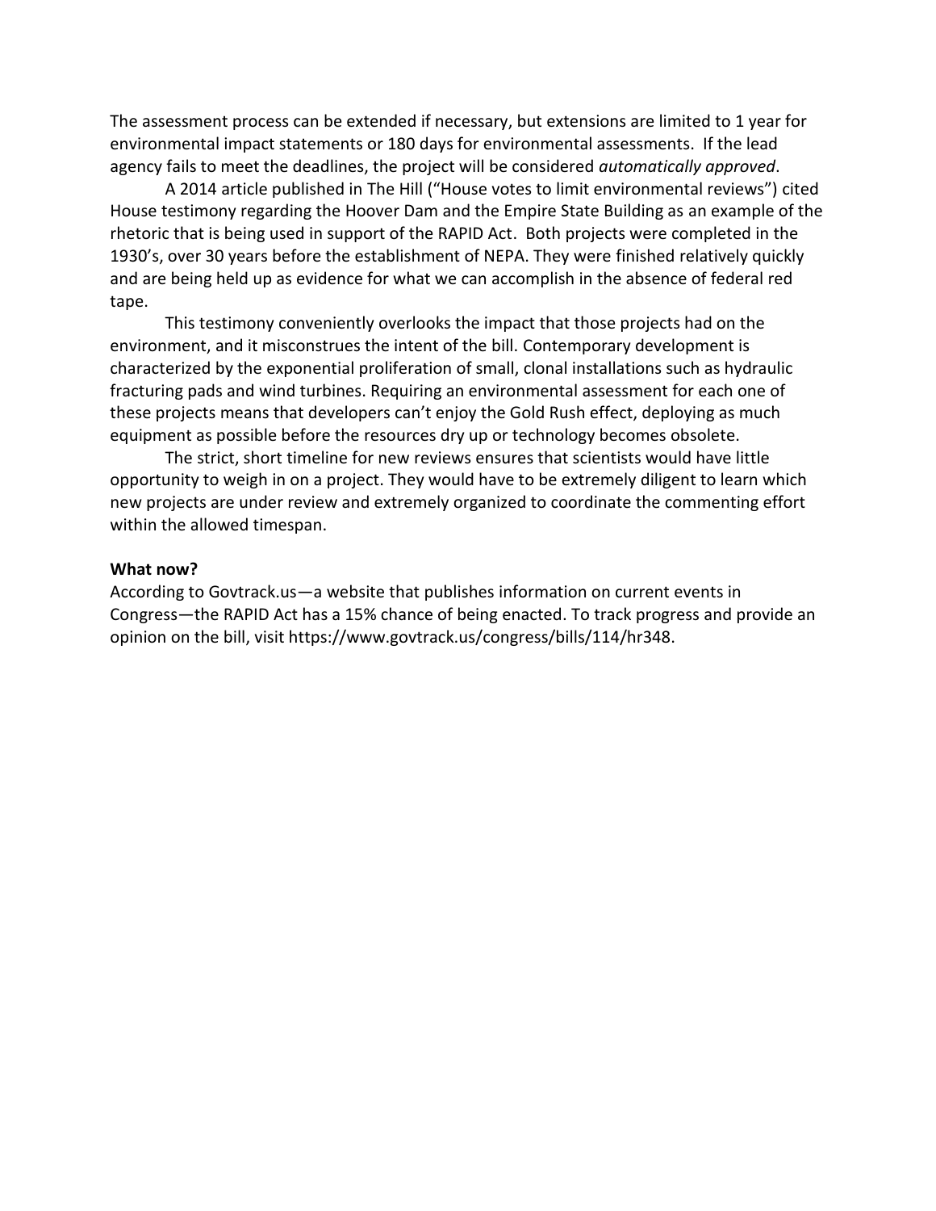The assessment process can be extended if necessary, but extensions are limited to 1 year for environmental impact statements or 180 days for environmental assessments. If the lead agency fails to meet the deadlines, the project will be considered *automatically approved*.

A 2014 article published in The Hill ("House votes to limit environmental reviews") cited House testimony regarding the Hoover Dam and the Empire State Building as an example of the rhetoric that is being used in support of the RAPID Act. Both projects were completed in the 1930's, over 30 years before the establishment of NEPA. They were finished relatively quickly and are being held up as evidence for what we can accomplish in the absence of federal red tape.

This testimony conveniently overlooks the impact that those projects had on the environment, and it misconstrues the intent of the bill. Contemporary development is characterized by the exponential proliferation of small, clonal installations such as hydraulic fracturing pads and wind turbines. Requiring an environmental assessment for each one of these projects means that developers can't enjoy the Gold Rush effect, deploying as much equipment as possible before the resources dry up or technology becomes obsolete.

The strict, short timeline for new reviews ensures that scientists would have little opportunity to weigh in on a project. They would have to be extremely diligent to learn which new projects are under review and extremely organized to coordinate the commenting effort within the allowed timespan.

**What now?**

According to Govtrack.us—a website that publishes information on current events in Congress—the RAPID Act has a 15% chance of being enacted. To track progress and provide an opinion on the bill, visit https://www.govtrack.us/congress/bills/114/hr348.